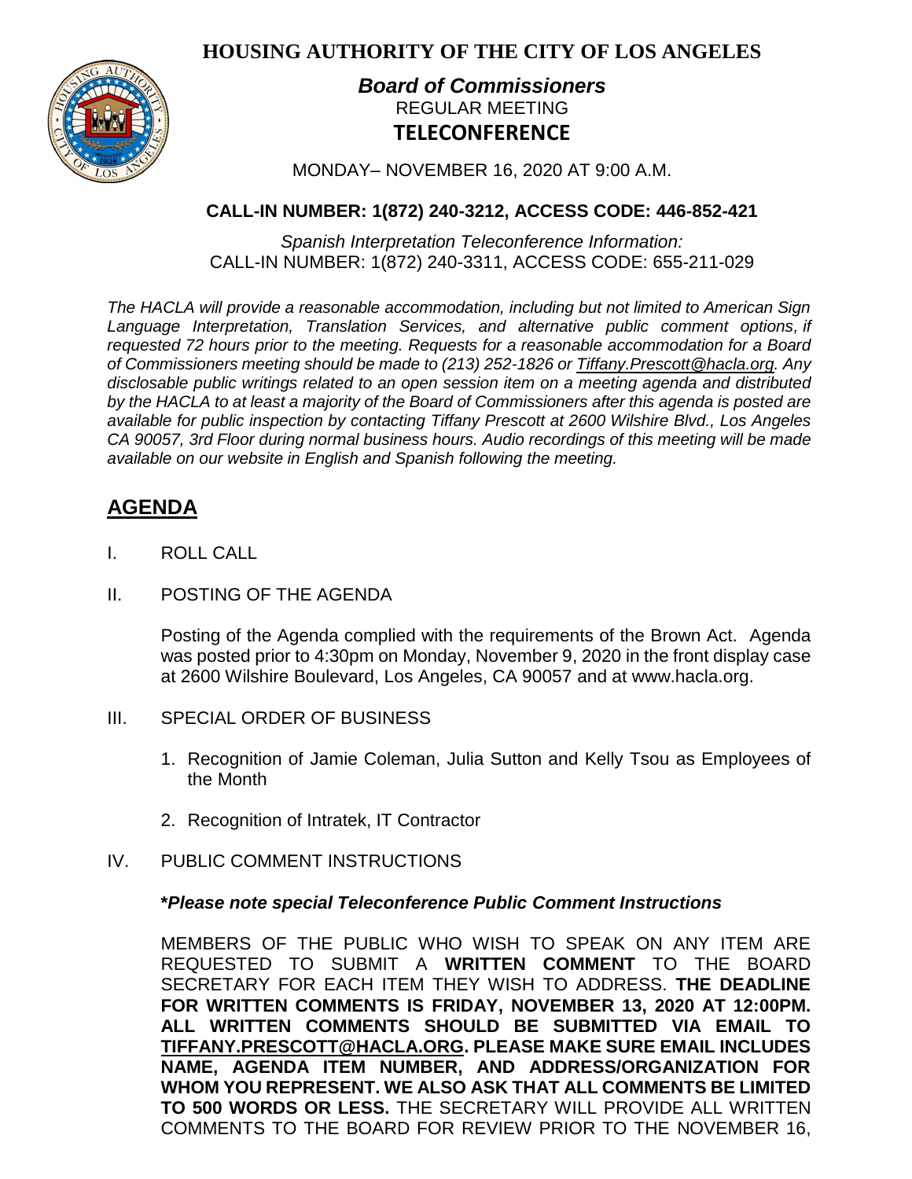# HOUSING AUTHORITY OF THE CITY OF LOS ANGELES

## *Board of Commissioners*

REGULAR MEETING

**TELECONFERENCE**

MONDAY– NOVEMBER 16, 2020 AT 9:00 A.M.

**CALL-IN NUMBER: 1(872) 240-3212, ACCESS CODE: 446-852-421**

*Spanish Interpretation Teleconference Information:*
CALL-IN NUMBER: 1(872) 240-3311, ACCESS CODE: 655-211-029

*The HACLA will provide a reasonable accommodation, including but not limited to American Sign Language Interpretation, Translation Services, and alternative public comment options, if requested 72 hours prior to the meeting. Requests for a reasonable accommodation for a Board of Commissioners meeting should be made to (213) 252-1826 or Tiffany.Prescott@hacla.org. Any disclosable public writings related to an open session item on a meeting agenda and distributed by the HACLA to at least a majority of the Board of Commissioners after this agenda is posted are available for public inspection by contacting Tiffany Prescott at 2600 Wilshire Blvd., Los Angeles CA 90057, 3rd Floor during normal business hours. Audio recordings of this meeting will be made available on our website in English and Spanish following the meeting.*

## AGENDA

I. ROLL CALL

II. POSTING OF THE AGENDA

Posting of the Agenda complied with the requirements of the Brown Act. Agenda was posted prior to 4:30pm on Monday, November 9, 2020 in the front display case at 2600 Wilshire Boulevard, Los Angeles, CA 90057 and at www.hacla.org.

III. SPECIAL ORDER OF BUSINESS

1. Recognition of Jamie Coleman, Julia Sutton and Kelly Tsou as Employees of the Month
2. Recognition of Intratek, IT Contractor

IV. PUBLIC COMMENT INSTRUCTIONS

***Please note special Teleconference Public Comment Instructions***

MEMBERS OF THE PUBLIC WHO WISH TO SPEAK ON ANY ITEM ARE REQUESTED TO SUBMIT A **WRITTEN COMMENT** TO THE BOARD SECRETARY FOR EACH ITEM THEY WISH TO ADDRESS. **THE DEADLINE FOR WRITTEN COMMENTS IS FRIDAY, NOVEMBER 13, 2020 AT 12:00PM. ALL WRITTEN COMMENTS SHOULD BE SUBMITTED VIA EMAIL TO TIFFANY.PRESCOTT@HACLA.ORG. PLEASE MAKE SURE EMAIL INCLUDES NAME, AGENDA ITEM NUMBER, AND ADDRESS/ORGANIZATION FOR WHOM YOU REPRESENT. WE ALSO ASK THAT ALL COMMENTS BE LIMITED TO 500 WORDS OR LESS.** THE SECRETARY WILL PROVIDE ALL WRITTEN COMMENTS TO THE BOARD FOR REVIEW PRIOR TO THE NOVEMBER 16,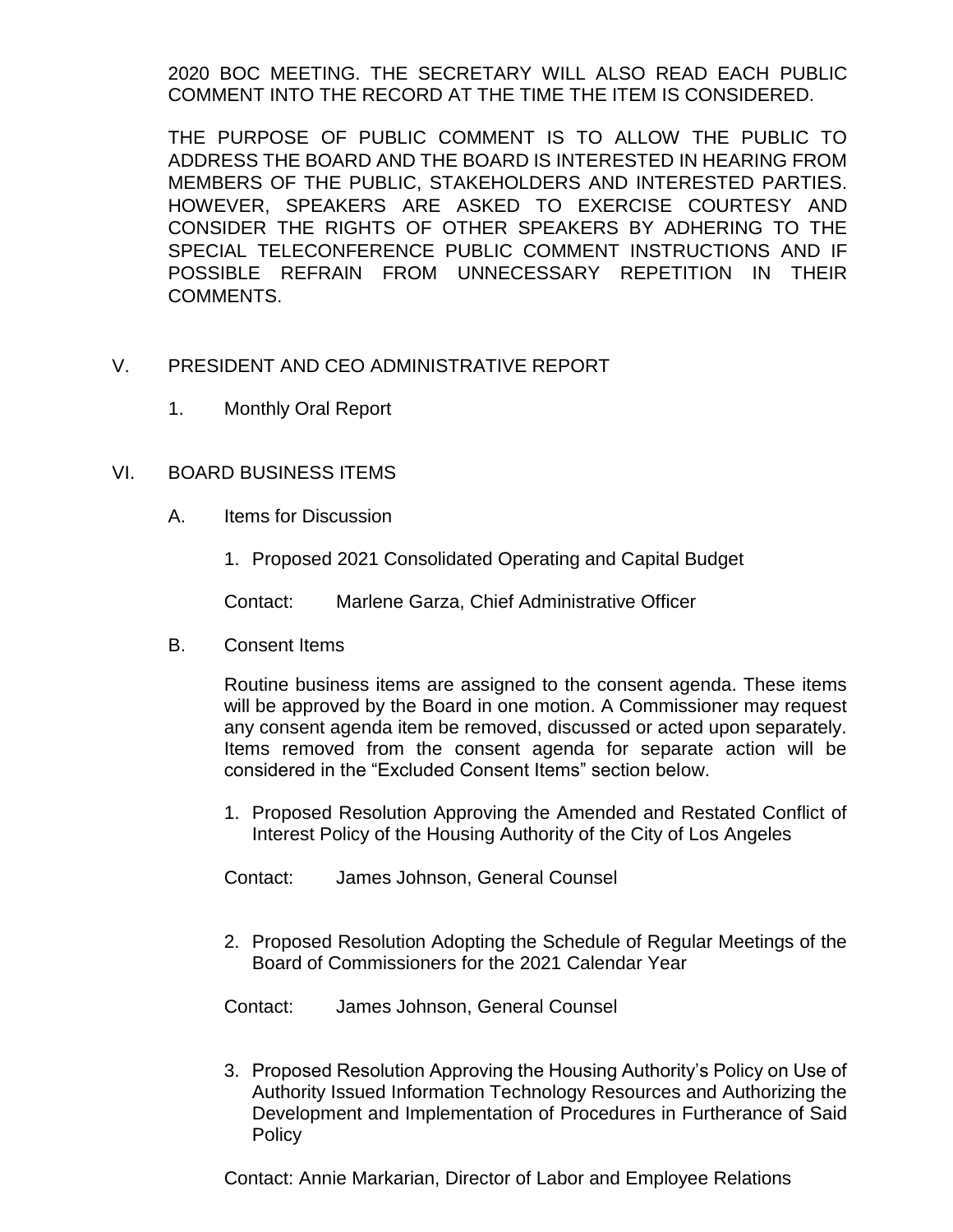2020 BOC MEETING. THE SECRETARY WILL ALSO READ EACH PUBLIC COMMENT INTO THE RECORD AT THE TIME THE ITEM IS CONSIDERED.

THE PURPOSE OF PUBLIC COMMENT IS TO ALLOW THE PUBLIC TO ADDRESS THE BOARD AND THE BOARD IS INTERESTED IN HEARING FROM MEMBERS OF THE PUBLIC, STAKEHOLDERS AND INTERESTED PARTIES. HOWEVER, SPEAKERS ARE ASKED TO EXERCISE COURTESY AND CONSIDER THE RIGHTS OF OTHER SPEAKERS BY ADHERING TO THE SPECIAL TELECONFERENCE PUBLIC COMMENT INSTRUCTIONS AND IF POSSIBLE REFRAIN FROM UNNECESSARY REPETITION IN THEIR COMMENTS.

V. PRESIDENT AND CEO ADMINISTRATIVE REPORT

1. Monthly Oral Report

VI. BOARD BUSINESS ITEMS

A. Items for Discussion

1. Proposed 2021 Consolidated Operating and Capital Budget

Contact: Marlene Garza, Chief Administrative Officer

B. Consent Items

Routine business items are assigned to the consent agenda. These items will be approved by the Board in one motion. A Commissioner may request any consent agenda item be removed, discussed or acted upon separately. Items removed from the consent agenda for separate action will be considered in the "Excluded Consent Items" section below.

1. Proposed Resolution Approving the Amended and Restated Conflict of Interest Policy of the Housing Authority of the City of Los Angeles

Contact: James Johnson, General Counsel

2. Proposed Resolution Adopting the Schedule of Regular Meetings of the Board of Commissioners for the 2021 Calendar Year

Contact: James Johnson, General Counsel

3. Proposed Resolution Approving the Housing Authority's Policy on Use of Authority Issued Information Technology Resources and Authorizing the Development and Implementation of Procedures in Furtherance of Said Policy

Contact: Annie Markarian, Director of Labor and Employee Relations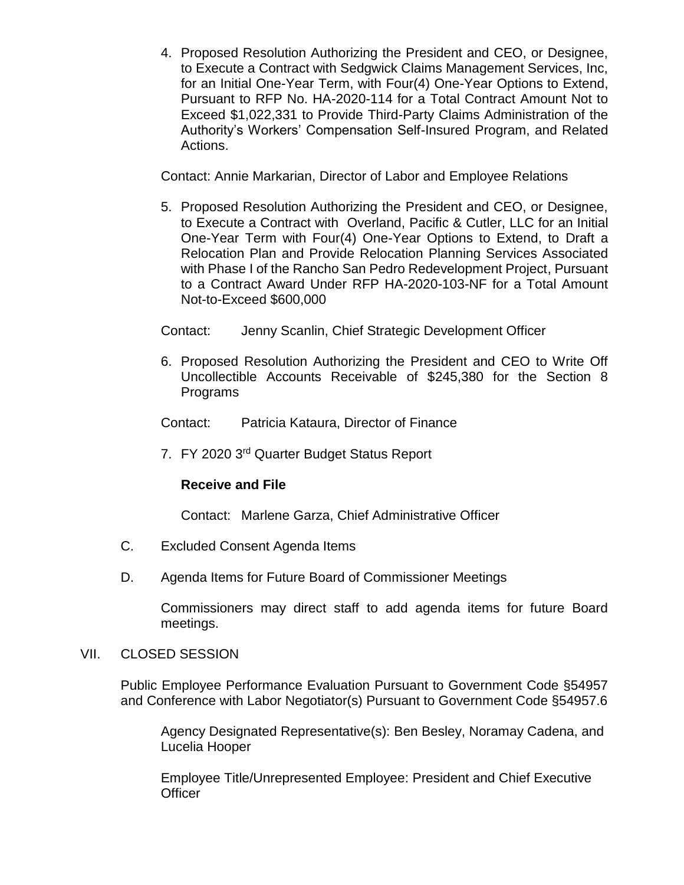4. Proposed Resolution Authorizing the President and CEO, or Designee, to Execute a Contract with Sedgwick Claims Management Services, Inc, for an Initial One-Year Term, with Four(4) One-Year Options to Extend, Pursuant to RFP No. HA-2020-114 for a Total Contract Amount Not to Exceed $1,022,331 to Provide Third-Party Claims Administration of the Authority's Workers' Compensation Self-Insured Program, and Related Actions.

   Contact: Annie Markarian, Director of Labor and Employee Relations

5. Proposed Resolution Authorizing the President and CEO, or Designee, to Execute a Contract with Overland, Pacific & Cutler, LLC for an Initial One-Year Term with Four(4) One-Year Options to Extend, to Draft a Relocation Plan and Provide Relocation Planning Services Associated with Phase I of the Rancho San Pedro Redevelopment Project, Pursuant to a Contract Award Under RFP HA-2020-103-NF for a Total Amount Not-to-Exceed $600,000

   Contact: Jenny Scanlin, Chief Strategic Development Officer

6. Proposed Resolution Authorizing the President and CEO to Write Off Uncollectible Accounts Receivable of $245,380 for the Section 8 Programs

   Contact: Patricia Kataura, Director of Finance

7. FY 2020 3rd Quarter Budget Status Report

   **Receive and File**

   Contact: Marlene Garza, Chief Administrative Officer

C. Excluded Consent Agenda Items

D. Agenda Items for Future Board of Commissioner Meetings

   Commissioners may direct staff to add agenda items for future Board meetings.

VII. CLOSED SESSION

Public Employee Performance Evaluation Pursuant to Government Code §54957 and Conference with Labor Negotiator(s) Pursuant to Government Code §54957.6

Agency Designated Representative(s): Ben Besley, Noramay Cadena, and Lucelia Hooper

Employee Title/Unrepresented Employee: President and Chief Executive Officer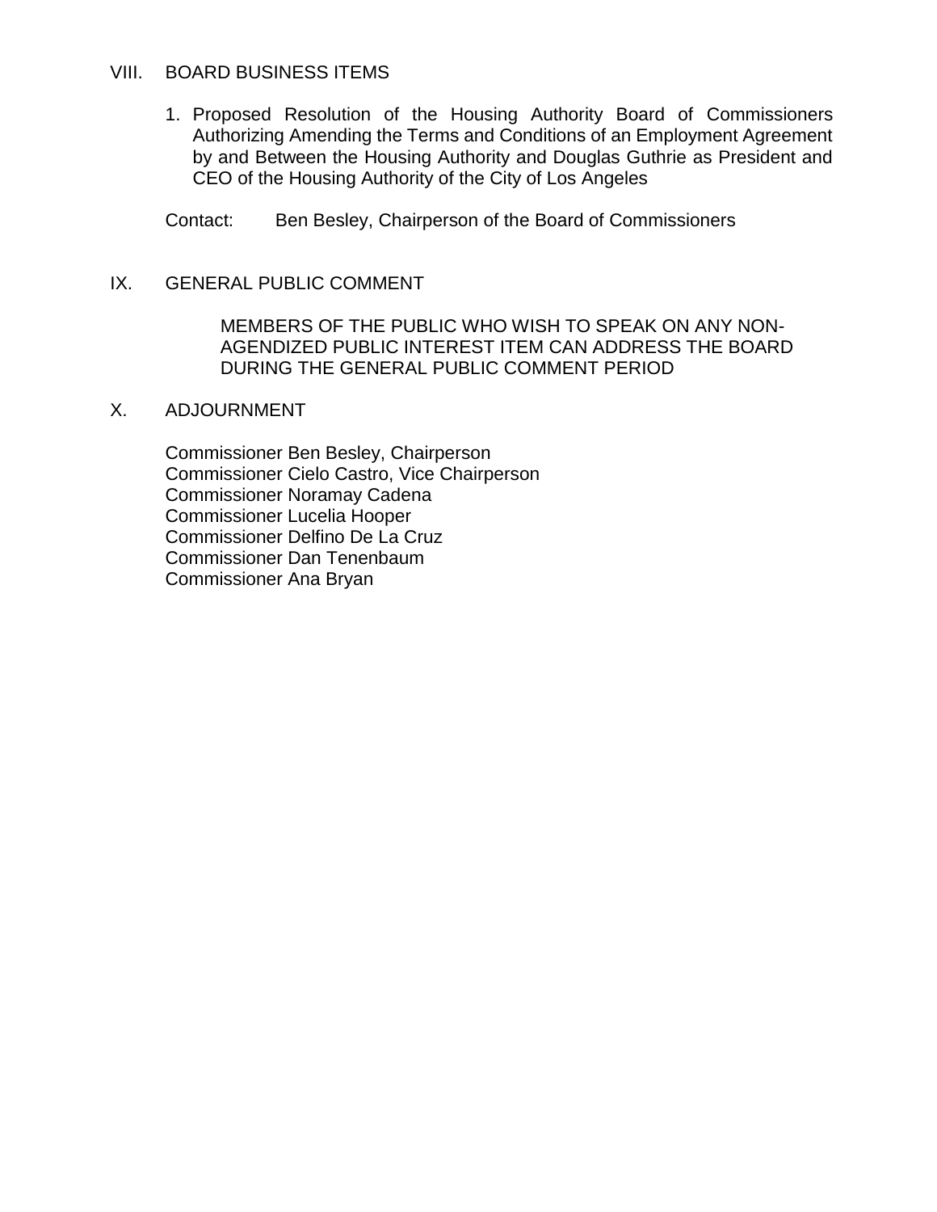## VIII. BOARD BUSINESS ITEMS

1. Proposed Resolution of the Housing Authority Board of Commissioners Authorizing Amending the Terms and Conditions of an Employment Agreement by and Between the Housing Authority and Douglas Guthrie as President and CEO of the Housing Authority of the City of Los Angeles

   Contact: Ben Besley, Chairperson of the Board of Commissioners

## IX. GENERAL PUBLIC COMMENT

MEMBERS OF THE PUBLIC WHO WISH TO SPEAK ON ANY NON-AGENDIZED PUBLIC INTEREST ITEM CAN ADDRESS THE BOARD DURING THE GENERAL PUBLIC COMMENT PERIOD

## X. ADJOURNMENT

Commissioner Ben Besley, Chairperson
Commissioner Cielo Castro, Vice Chairperson
Commissioner Noramay Cadena
Commissioner Lucelia Hooper
Commissioner Delfino De La Cruz
Commissioner Dan Tenenbaum
Commissioner Ana Bryan